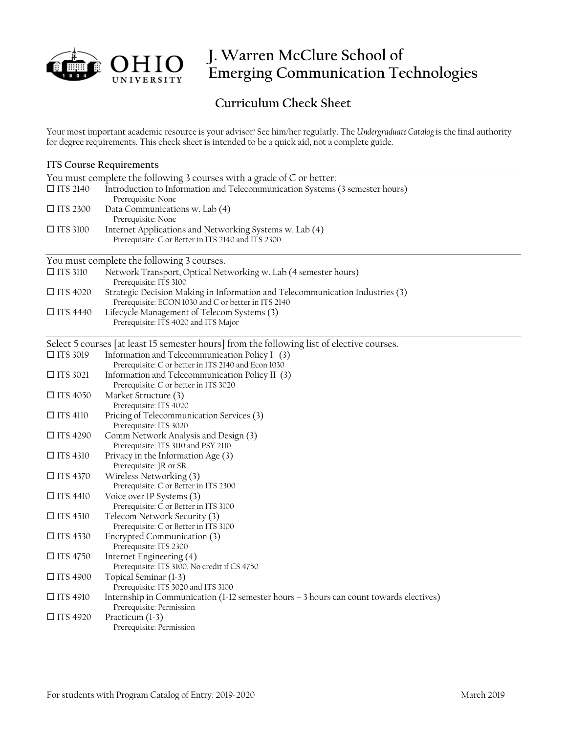# J. Warren McClure School of Emerging Communication Technologies

## Curriculum Check Sheet

Your most important academic resource is your advisor! See him/her regularly. The *Undergraduate Catalog* is the final authority for degree requirements. This check sheet is intended to be a quick aid, not a complete guide.

### ITS Course Requirements

You must complete the following 3 courses with a grade of C or better:

- ☐ ITS 2140 — Introduction to Information and Telecommunication Systems (3 semester hours)
  Prerequisite: None
- ☐ ITS 2300 — Data Communications w. Lab (4)
  Prerequisite: None
- ☐ ITS 3100 — Internet Applications and Networking Systems w. Lab (4)
  Prerequisite: C or Better in ITS 2140 and ITS 2300

You must complete the following 3 courses.

- ☐ ITS 3110 — Network Transport, Optical Networking w. Lab (4 semester hours)
  Prerequisite: ITS 3100
- ☐ ITS 4020 — Strategic Decision Making in Information and Telecommunication Industries (3)
  Prerequisite: ECON 1030 and C or better in ITS 2140
- ☐ ITS 4440 — Lifecycle Management of Telecom Systems (3)
  Prerequisite: ITS 4020 and ITS Major

Select 5 courses [at least 15 semester hours] from the following list of elective courses.

- ☐ ITS 3019 — Information and Telecommunication Policy I (3)
  Prerequisite: C or better in ITS 2140 and Econ 1030
- ☐ ITS 3021 — Information and Telecommunication Policy II (3)
  Prerequisite: C or better in ITS 3020
- ☐ ITS 4050 — Market Structure (3)
  Prerequisite: ITS 4020
- ☐ ITS 4110 — Pricing of Telecommunication Services (3)
  Prerequisite: ITS 3020
- ☐ ITS 4290 — Comm Network Analysis and Design (3)
  Prerequisite: ITS 3110 and PSY 2110
- ☐ ITS 4310 — Privacy in the Information Age (3)
  Prerequisite: JR or SR
- ☐ ITS 4370 — Wireless Networking (3)
  Prerequisite: C or Better in ITS 2300
- ☐ ITS 4410 — Voice over IP Systems (3)
  Prerequisite: C or Better in ITS 3100
- ☐ ITS 4510 — Telecom Network Security (3)
  Prerequisite: C or Better in ITS 3100
- ☐ ITS 4530 — Encrypted Communication (3)
  Prerequisite: ITS 2300
- ☐ ITS 4750 — Internet Engineering (4)
  Prerequisite: ITS 3100, No credit if CS 4750
- ☐ ITS 4900 — Topical Seminar (1-3)
  Prerequisite: ITS 3020 and ITS 3100
- ☐ ITS 4910 — Internship in Communication (1-12 semester hours – 3 hours can count towards electives)
  Prerequisite: Permission
- ☐ ITS 4920 — Practicum (1-3)
  Prerequisite: Permission

For students with Program Catalog of Entry: 2019-2020 — March 2019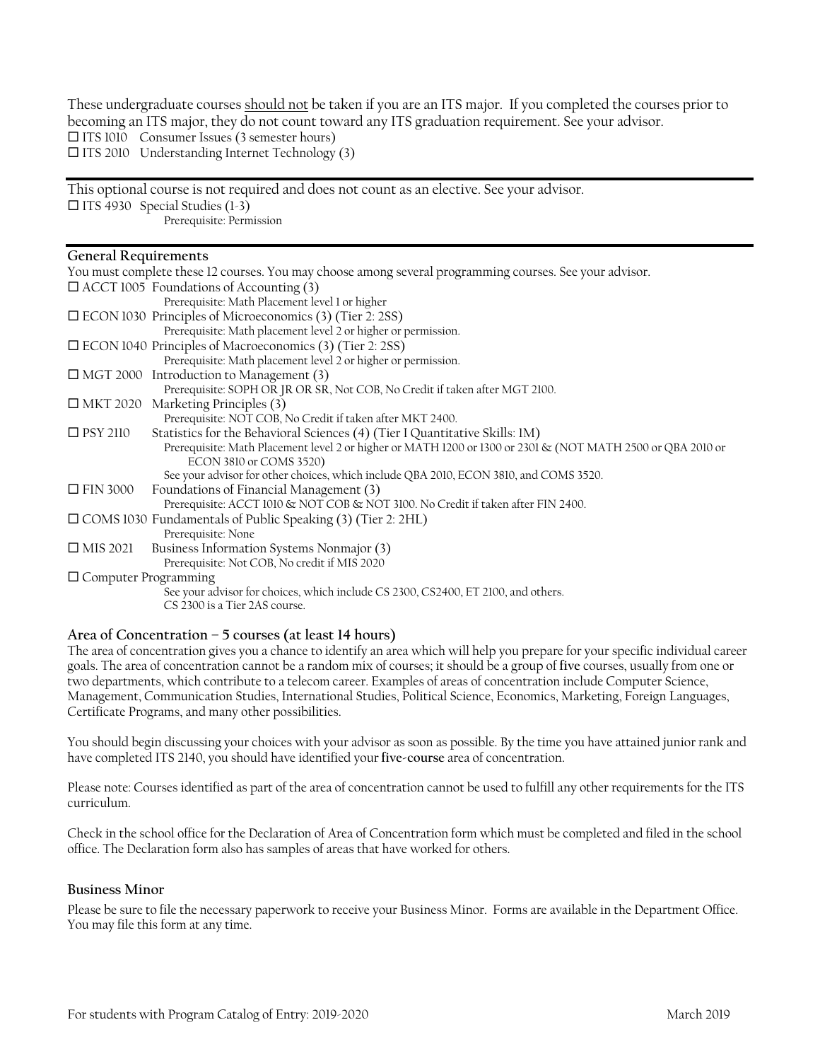These undergraduate courses <u>should not</u> be taken if you are an ITS major. If you completed the courses prior to becoming an ITS major, they do not count toward any ITS graduation requirement. See your advisor.

☐ ITS 1010 Consumer Issues (3 semester hours)
☐ ITS 2010 Understanding Internet Technology (3)

---

This optional course is not required and does not count as an elective. See your advisor.

☐ ITS 4930 Special Studies (1-3)
Prerequisite: Permission

---

### General Requirements

You must complete these 12 courses. You may choose among several programming courses. See your advisor.

☐ ACCT 1005 Foundations of Accounting (3)
Prerequisite: Math Placement level 1 or higher

☐ ECON 1030 Principles of Microeconomics (3) (Tier 2: 2SS)
Prerequisite: Math placement level 2 or higher or permission.

☐ ECON 1040 Principles of Macroeconomics (3) (Tier 2: 2SS)
Prerequisite: Math placement level 2 or higher or permission.

☐ MGT 2000 Introduction to Management (3)
Prerequisite: SOPH OR JR OR SR, Not COB, No Credit if taken after MGT 2100.

☐ MKT 2020 Marketing Principles (3)
Prerequisite: NOT COB, No Credit if taken after MKT 2400.

☐ PSY 2110 Statistics for the Behavioral Sciences (4) (Tier I Quantitative Skills: 1M)
Prerequisite: Math Placement level 2 or higher or MATH 1200 or 1300 or 2301 & (NOT MATH 2500 or QBA 2010 or ECON 3810 or COMS 3520)
See your advisor for other choices, which include QBA 2010, ECON 3810, and COMS 3520.

☐ FIN 3000 Foundations of Financial Management (3)
Prerequisite: ACCT 1010 & NOT COB & NOT 3100. No Credit if taken after FIN 2400.

☐ COMS 1030 Fundamentals of Public Speaking (3) (Tier 2: 2HL)
Prerequisite: None

☐ MIS 2021 Business Information Systems Nonmajor (3)
Prerequisite: Not COB, No credit if MIS 2020

☐ Computer Programming
See your advisor for choices, which include CS 2300, CS2400, ET 2100, and others.
CS 2300 is a Tier 2AS course.

### Area of Concentration – 5 courses (at least 14 hours)

The area of concentration gives you a chance to identify an area which will help you prepare for your specific individual career goals. The area of concentration cannot be a random mix of courses; it should be a group of **five** courses, usually from one or two departments, which contribute to a telecom career. Examples of areas of concentration include Computer Science, Management, Communication Studies, International Studies, Political Science, Economics, Marketing, Foreign Languages, Certificate Programs, and many other possibilities.

You should begin discussing your choices with your advisor as soon as possible. By the time you have attained junior rank and have completed ITS 2140, you should have identified your **five-course** area of concentration.

Please note: Courses identified as part of the area of concentration cannot be used to fulfill any other requirements for the ITS curriculum.

Check in the school office for the Declaration of Area of Concentration form which must be completed and filed in the school office. The Declaration form also has samples of areas that have worked for others.

### Business Minor

Please be sure to file the necessary paperwork to receive your Business Minor. Forms are available in the Department Office. You may file this form at any time.